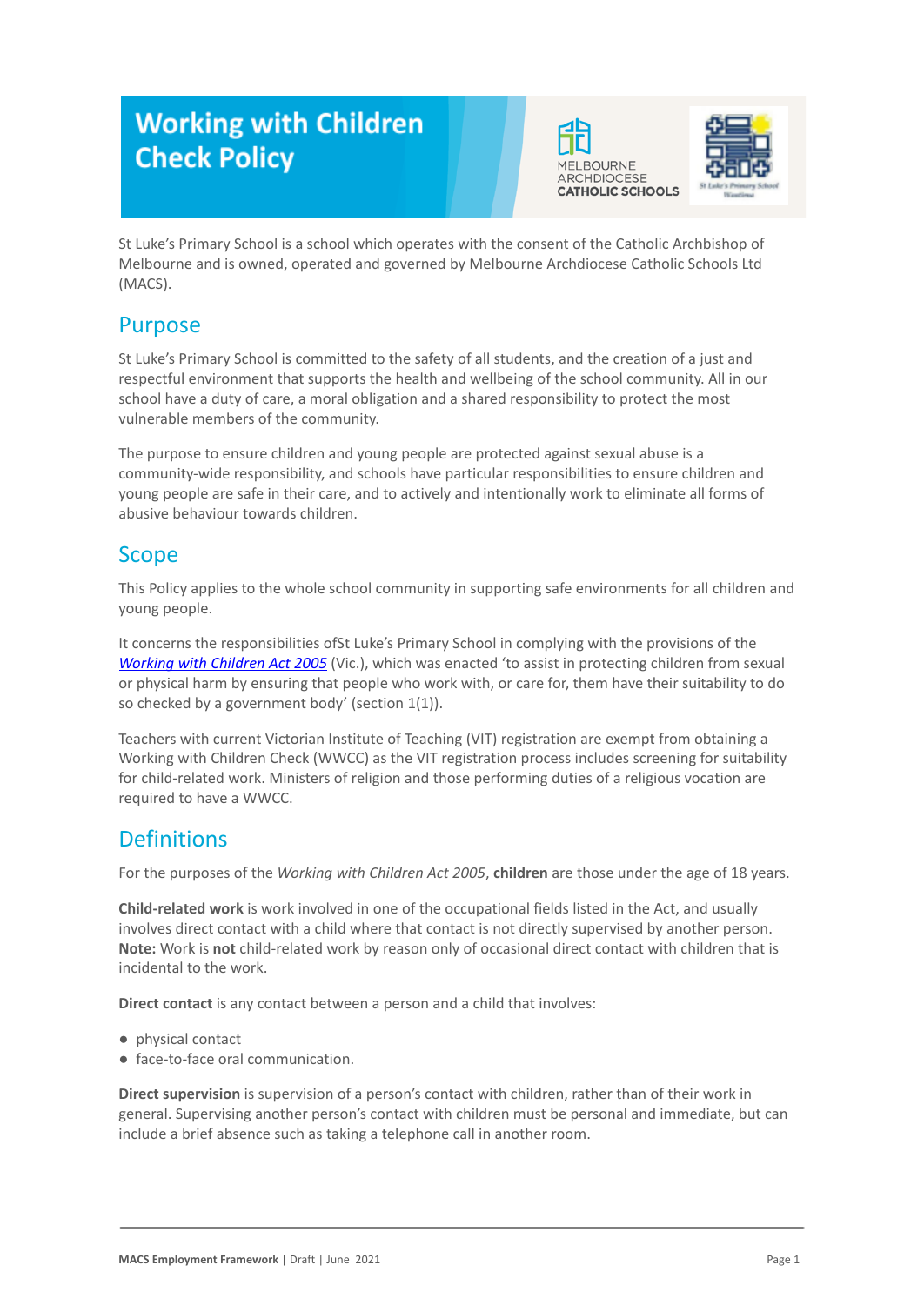# Working with Children Check Policy

St Luke's Primary School is a school which operates with the consent of the Catholic Archbishop of Melbourne and is owned, operated and governed by Melbourne Archdiocese Catholic Schools Ltd (MACS).

## Purpose

St Luke's Primary School is committed to the safety of all students, and the creation of a just and respectful environment that supports the health and wellbeing of the school community. All in our school have a duty of care, a moral obligation and a shared responsibility to protect the most vulnerable members of the community.

The purpose to ensure children and young people are protected against sexual abuse is a community-wide responsibility, and schools have particular responsibilities to ensure children and young people are safe in their care, and to actively and intentionally work to eliminate all forms of abusive behaviour towards children.

## Scope

This Policy applies to the whole school community in supporting safe environments for all children and young people.

It concerns the responsibilities ofSt Luke's Primary School in complying with the provisions of the *Working with Children Act 2005* (Vic.), which was enacted 'to assist in protecting children from sexual or physical harm by ensuring that people who work with, or care for, them have their suitability to do so checked by a government body' (section 1(1)).

Teachers with current Victorian Institute of Teaching (VIT) registration are exempt from obtaining a Working with Children Check (WWCC) as the VIT registration process includes screening for suitability for child-related work. Ministers of religion and those performing duties of a religious vocation are required to have a WWCC.

## Definitions

For the purposes of the *Working with Children Act 2005*, **children** are those under the age of 18 years.

**Child-related work** is work involved in one of the occupational fields listed in the Act, and usually involves direct contact with a child where that contact is not directly supervised by another person. **Note:** Work is **not** child-related work by reason only of occasional direct contact with children that is incidental to the work.

**Direct contact** is any contact between a person and a child that involves:

- physical contact
- face-to-face oral communication.

**Direct supervision** is supervision of a person's contact with children, rather than of their work in general. Supervising another person's contact with children must be personal and immediate, but can include a brief absence such as taking a telephone call in another room.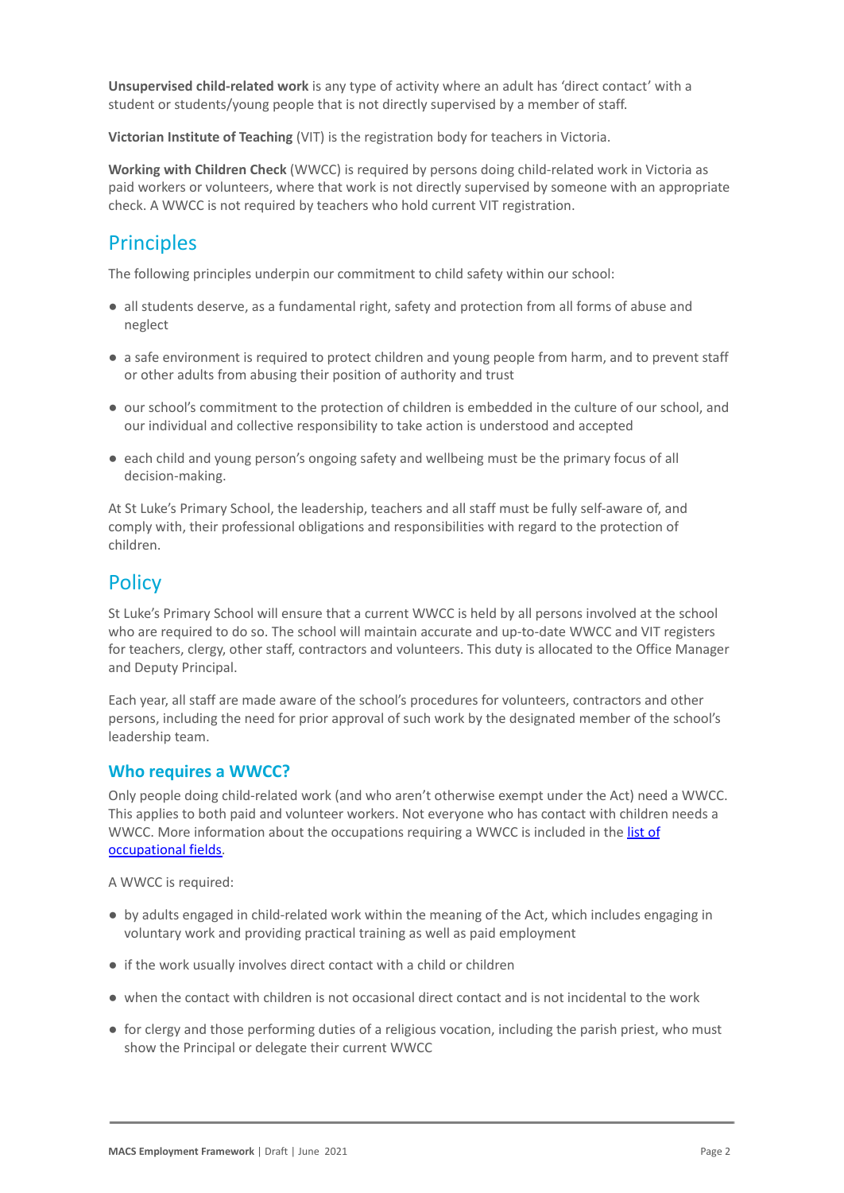**Unsupervised child-related work** is any type of activity where an adult has 'direct contact' with a student or students/young people that is not directly supervised by a member of staff.

**Victorian Institute of Teaching** (VIT) is the registration body for teachers in Victoria.

**Working with Children Check** (WWCC) is required by persons doing child-related work in Victoria as paid workers or volunteers, where that work is not directly supervised by someone with an appropriate check. A WWCC is not required by teachers who hold current VIT registration.

## Principles

The following principles underpin our commitment to child safety within our school:

- all students deserve, as a fundamental right, safety and protection from all forms of abuse and neglect
- a safe environment is required to protect children and young people from harm, and to prevent staff or other adults from abusing their position of authority and trust
- our school's commitment to the protection of children is embedded in the culture of our school, and our individual and collective responsibility to take action is understood and accepted
- each child and young person's ongoing safety and wellbeing must be the primary focus of all decision-making.

At St Luke's Primary School, the leadership, teachers and all staff must be fully self-aware of, and comply with, their professional obligations and responsibilities with regard to the protection of children.

## Policy

St Luke's Primary School will ensure that a current WWCC is held by all persons involved at the school who are required to do so. The school will maintain accurate and up-to-date WWCC and VIT registers for teachers, clergy, other staff, contractors and volunteers. This duty is allocated to the Office Manager and Deputy Principal.

Each year, all staff are made aware of the school's procedures for volunteers, contractors and other persons, including the need for prior approval of such work by the designated member of the school's leadership team.

### Who requires a WWCC?

Only people doing child-related work (and who aren't otherwise exempt under the Act) need a WWCC. This applies to both paid and volunteer workers. Not everyone who has contact with children needs a WWCC. More information about the occupations requiring a WWCC is included in the list of occupational fields.

A WWCC is required:

- by adults engaged in child-related work within the meaning of the Act, which includes engaging in voluntary work and providing practical training as well as paid employment
- if the work usually involves direct contact with a child or children
- when the contact with children is not occasional direct contact and is not incidental to the work
- for clergy and those performing duties of a religious vocation, including the parish priest, who must show the Principal or delegate their current WWCC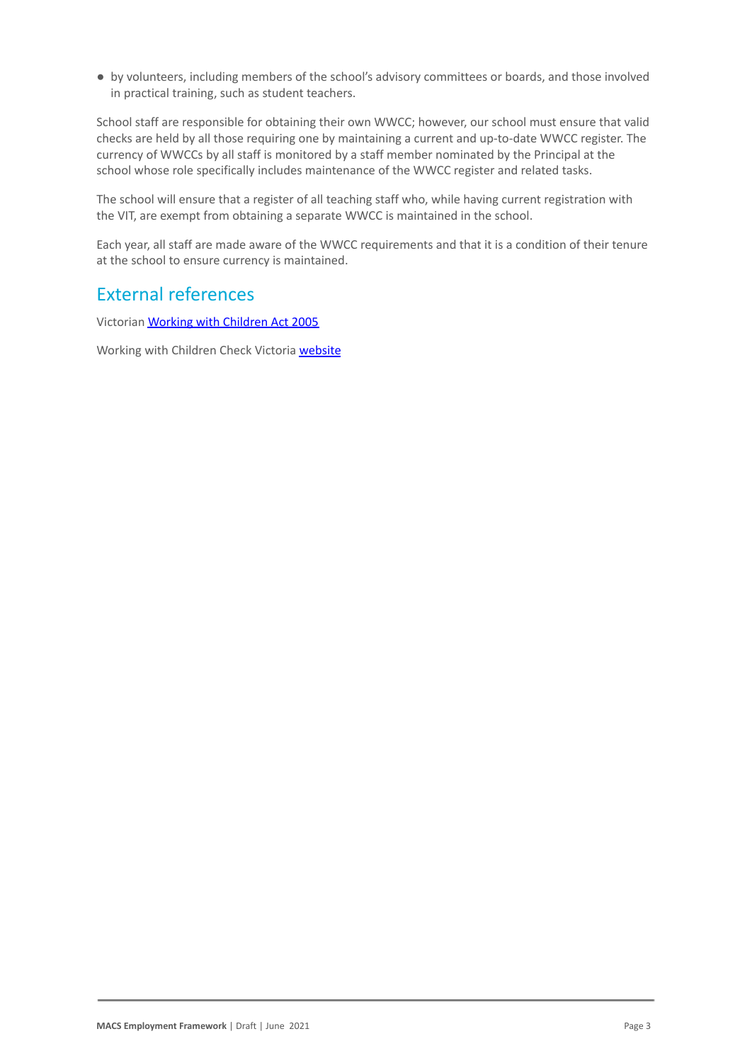- by volunteers, including members of the school's advisory committees or boards, and those involved in practical training, such as student teachers.

School staff are responsible for obtaining their own WWCC; however, our school must ensure that valid checks are held by all those requiring one by maintaining a current and up-to-date WWCC register. The currency of WWCCs by all staff is monitored by a staff member nominated by the Principal at the school whose role specifically includes maintenance of the WWCC register and related tasks.

The school will ensure that a register of all teaching staff who, while having current registration with the VIT, are exempt from obtaining a separate WWCC is maintained in the school.

Each year, all staff are made aware of the WWCC requirements and that it is a condition of their tenure at the school to ensure currency is maintained.

## External references

Victorian Working with Children Act 2005

Working with Children Check Victoria website